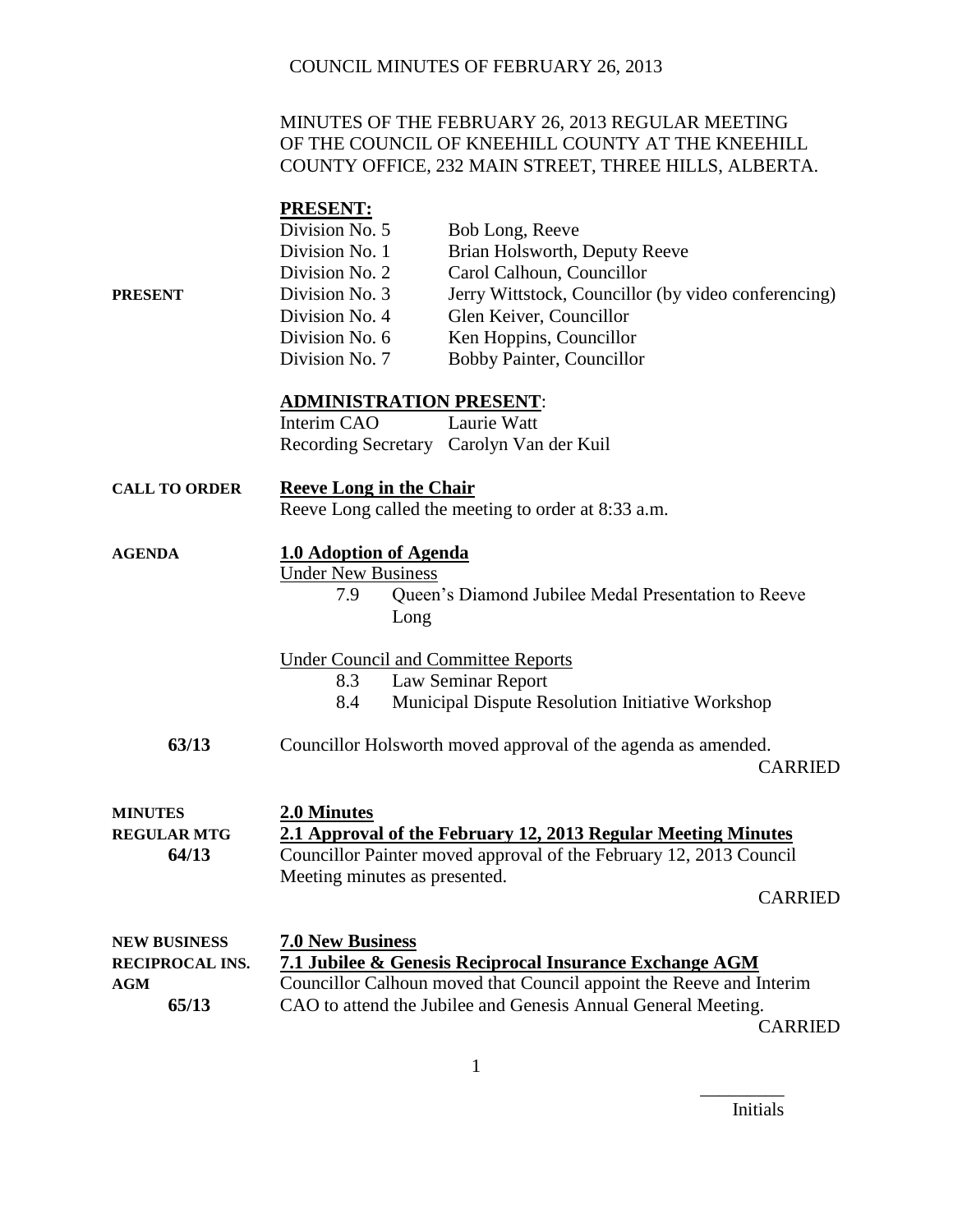COUNCIL MINUTES OF FEBRUARY 26, 2013

MINUTES OF THE FEBRUARY 26, 2013 REGULAR MEETING OF THE COUNCIL OF KNEEHILL COUNTY AT THE KNEEHILL COUNTY OFFICE, 232 MAIN STREET, THREE HILLS, ALBERTA.

**PRESENT**

**PRESENT:**

| | |
|---|---|
| Division No. 5 | Bob Long, Reeve |
| Division No. 1 | Brian Holsworth, Deputy Reeve |
| Division No. 2 | Carol Calhoun, Councillor |
| Division No. 3 | Jerry Wittstock, Councillor (by video conferencing) |
| Division No. 4 | Glen Keiver, Councillor |
| Division No. 6 | Ken Hoppins, Councillor |
| Division No. 7 | Bobby Painter, Councillor |

**ADMINISTRATION PRESENT**:

| | |
|---|---|
| Interim CAO | Laurie Watt |
| Recording Secretary | Carolyn Van der Kuil |

**CALL TO ORDER**

**Reeve Long in the Chair**

Reeve Long called the meeting to order at 8:33 a.m.

**AGENDA**

**1.0 Adoption of Agenda**

Under New Business

- 7.9 Queen's Diamond Jubilee Medal Presentation to Reeve Long

Under Council and Committee Reports

- 8.3 Law Seminar Report
- 8.4 Municipal Dispute Resolution Initiative Workshop

**63/13** Councillor Holsworth moved approval of the agenda as amended.

CARRIED

**MINUTES**
**REGULAR MTG**
**64/13**

**2.0 Minutes**

**2.1 Approval of the February 12, 2013 Regular Meeting Minutes**

Councillor Painter moved approval of the February 12, 2013 Council Meeting minutes as presented.

CARRIED

**NEW BUSINESS**
**RECIPROCAL INS. AGM**
**65/13**

**7.0 New Business**

**7.1 Jubilee & Genesis Reciprocal Insurance Exchange AGM**

Councillor Calhoun moved that Council appoint the Reeve and Interim CAO to attend the Jubilee and Genesis Annual General Meeting.

CARRIED

\_\_\_\_\_\_\_\_\_
Initials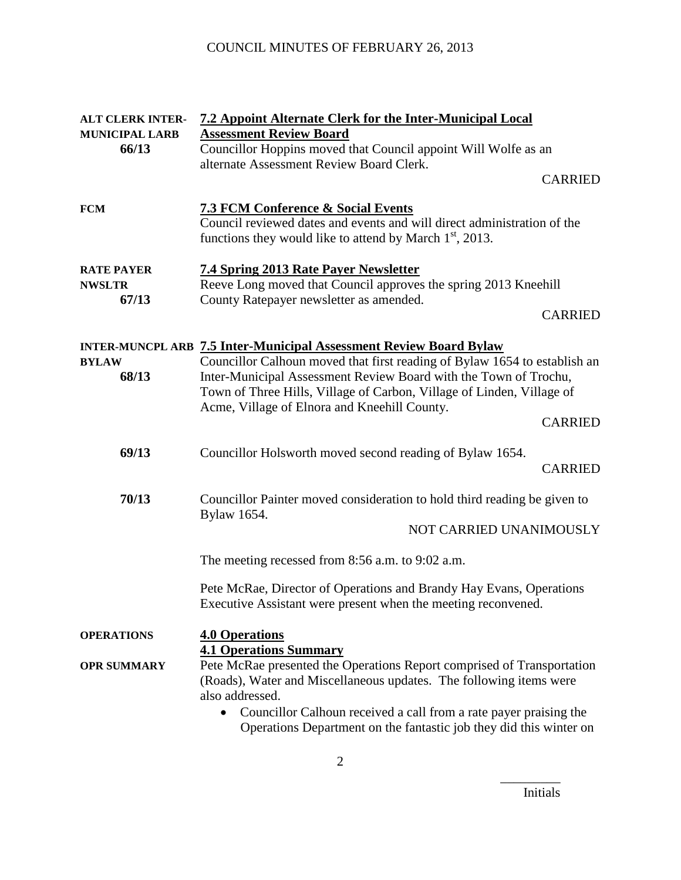**ALT CLERK INTER-MUNICIPAL LARB**
**66/13**

**7.2 Appoint Alternate Clerk for the Inter-Municipal Local Assessment Review Board**

Councillor Hoppins moved that Council appoint Will Wolfe as an alternate Assessment Review Board Clerk.

CARRIED

**FCM**

**7.3 FCM Conference & Social Events**

Council reviewed dates and events and will direct administration of the functions they would like to attend by March 1st, 2013.

**RATE PAYER NWSLTR**
**67/13**

**7.4 Spring 2013 Rate Payer Newsletter**

Reeve Long moved that Council approves the spring 2013 Kneehill County Ratepayer newsletter as amended.

CARRIED

**INTER-MUNCPL ARB BYLAW**
**68/13**

**7.5 Inter-Municipal Assessment Review Board Bylaw**

Councillor Calhoun moved that first reading of Bylaw 1654 to establish an Inter-Municipal Assessment Review Board with the Town of Trochu, Town of Three Hills, Village of Carbon, Village of Linden, Village of Acme, Village of Elnora and Kneehill County.

CARRIED

**69/13**

Councillor Holsworth moved second reading of Bylaw 1654.

CARRIED

**70/13**

Councillor Painter moved consideration to hold third reading be given to Bylaw 1654.

NOT CARRIED UNANIMOUSLY

The meeting recessed from 8:56 a.m. to 9:02 a.m.

Pete McRae, Director of Operations and Brandy Hay Evans, Operations Executive Assistant were present when the meeting reconvened.

**OPERATIONS**

**4.0 Operations**

**OPR SUMMARY**

**4.1 Operations Summary**

Pete McRae presented the Operations Report comprised of Transportation (Roads), Water and Miscellaneous updates. The following items were also addressed.

- Councillor Calhoun received a call from a rate payer praising the Operations Department on the fantastic job they did this winter on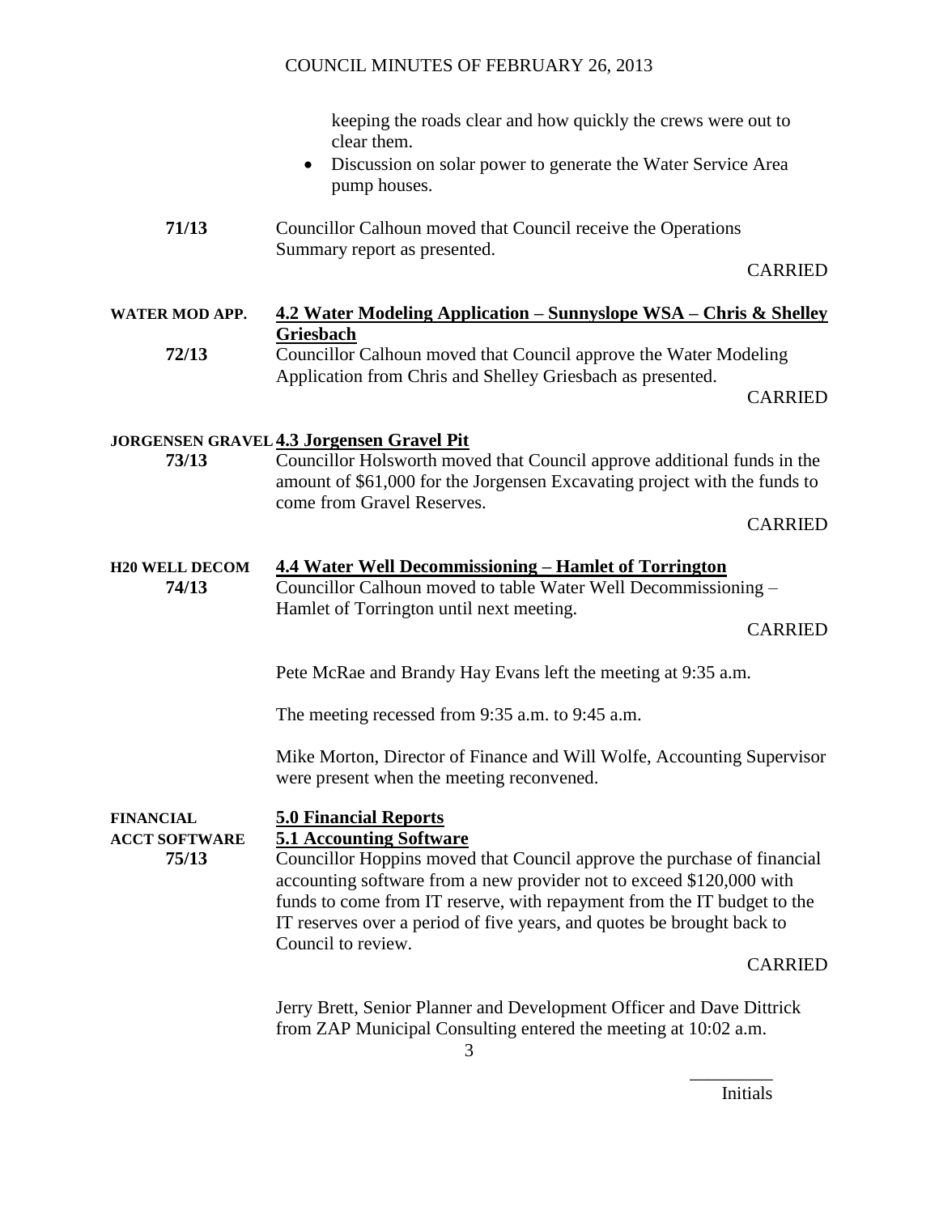keeping the roads clear and how quickly the crews were out to clear them.

- Discussion on solar power to generate the Water Service Area pump houses.

**71/13** Councillor Calhoun moved that Council receive the Operations Summary report as presented.

CARRIED

**WATER MOD APP.**

**4.2 Water Modeling Application – Sunnyslope WSA – Chris & Shelley Griesbach**

**72/13** Councillor Calhoun moved that Council approve the Water Modeling Application from Chris and Shelley Griesbach as presented.

CARRIED

**JORGENSEN GRAVEL**

**4.3 Jorgensen Gravel Pit**

**73/13** Councillor Holsworth moved that Council approve additional funds in the amount of $61,000 for the Jorgensen Excavating project with the funds to come from Gravel Reserves.

CARRIED

**H20 WELL DECOM**

**4.4 Water Well Decommissioning – Hamlet of Torrington**

**74/13** Councillor Calhoun moved to table Water Well Decommissioning – Hamlet of Torrington until next meeting.

CARRIED

Pete McRae and Brandy Hay Evans left the meeting at 9:35 a.m.

The meeting recessed from 9:35 a.m. to 9:45 a.m.

Mike Morton, Director of Finance and Will Wolfe, Accounting Supervisor were present when the meeting reconvened.

**FINANCIAL**

**5.0 Financial Reports**

**ACCT SOFTWARE**

**5.1 Accounting Software**

**75/13** Councillor Hoppins moved that Council approve the purchase of financial accounting software from a new provider not to exceed $120,000 with funds to come from IT reserve, with repayment from the IT budget to the IT reserves over a period of five years, and quotes be brought back to Council to review.

CARRIED

Jerry Brett, Senior Planner and Development Officer and Dave Dittrick from ZAP Municipal Consulting entered the meeting at 10:02 a.m.

_________
Initials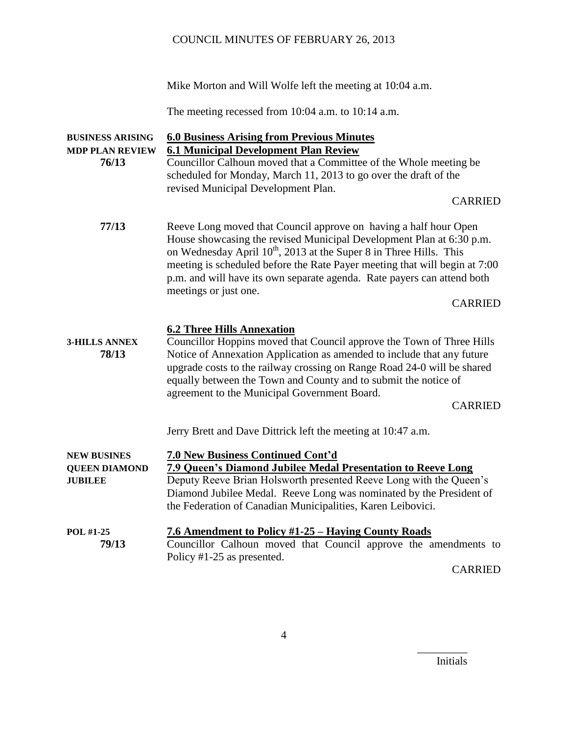Mike Morton and Will Wolfe left the meeting at 10:04 a.m.

The meeting recessed from 10:04 a.m. to 10:14 a.m.

**BUSINESS ARISING**
**MDP PLAN REVIEW**
**76/13**

## 6.0 Business Arising from Previous Minutes

### 6.1 Municipal Development Plan Review

Councillor Calhoun moved that a Committee of the Whole meeting be scheduled for Monday, March 11, 2013 to go over the draft of the revised Municipal Development Plan.

CARRIED

**77/13**

Reeve Long moved that Council approve on having a half hour Open House showcasing the revised Municipal Development Plan at 6:30 p.m. on Wednesday April 10th, 2013 at the Super 8 in Three Hills. This meeting is scheduled before the Rate Payer meeting that will begin at 7:00 p.m. and will have its own separate agenda. Rate payers can attend both meetings or just one.

CARRIED

### 6.2 Three Hills Annexation

**3-HILLS ANNEX**
**78/13**

Councillor Hoppins moved that Council approve the Town of Three Hills Notice of Annexation Application as amended to include that any future upgrade costs to the railway crossing on Range Road 24-0 will be shared equally between the Town and County and to submit the notice of agreement to the Municipal Government Board.

CARRIED

Jerry Brett and Dave Dittrick left the meeting at 10:47 a.m.

**NEW BUSINES**
**QUEEN DIAMOND JUBILEE**

## 7.0 New Business Continued Cont'd

### 7.9 Queen's Diamond Jubilee Medal Presentation to Reeve Long

Deputy Reeve Brian Holsworth presented Reeve Long with the Queen's Diamond Jubilee Medal. Reeve Long was nominated by the President of the Federation of Canadian Municipalities, Karen Leibovici.

**POL #1-25**
**79/13**

### 7.6 Amendment to Policy #1-25 – Haying County Roads

Councillor Calhoun moved that Council approve the amendments to Policy #1-25 as presented.

CARRIED

_________
Initials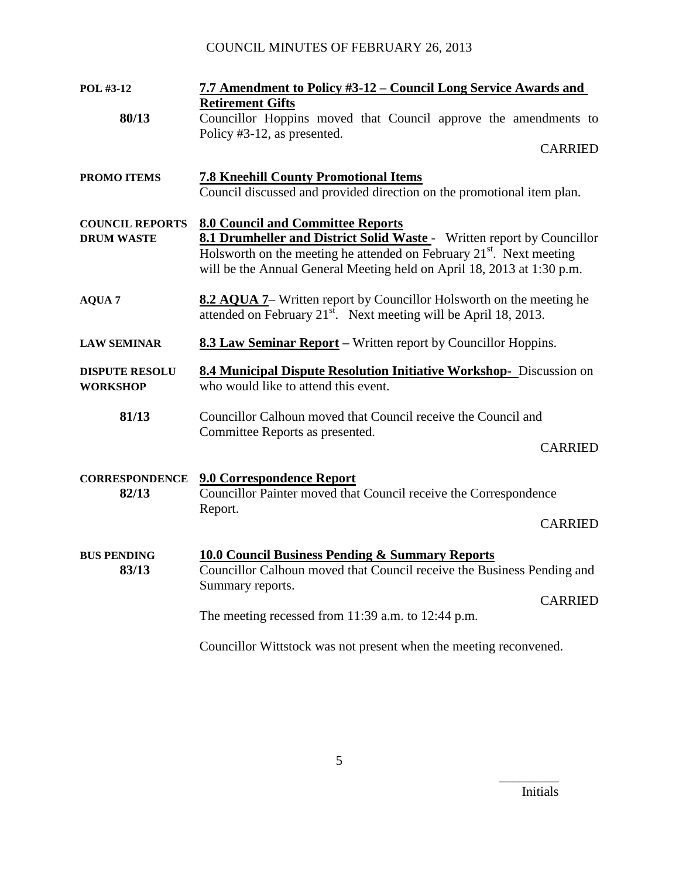POL #3-12

**7.7 Amendment to Policy #3-12 – Council Long Service Awards and Retirement Gifts**

**80/13**

Councillor Hoppins moved that Council approve the amendments to Policy #3-12, as presented.

CARRIED

PROMO ITEMS

**7.8 Kneehill County Promotional Items**

Council discussed and provided direction on the promotional item plan.

COUNCIL REPORTS

**8.0 Council and Committee Reports**

DRUM WASTE

**8.1 Drumheller and District Solid Waste** - Written report by Councillor Holsworth on the meeting he attended on February 21st. Next meeting will be the Annual General Meeting held on April 18, 2013 at 1:30 p.m.

AQUA 7

**8.2 AQUA 7**– Written report by Councillor Holsworth on the meeting he attended on February 21st. Next meeting will be April 18, 2013.

LAW SEMINAR

**8.3 Law Seminar Report** – Written report by Councillor Hoppins.

DISPUTE RESOLU WORKSHOP

**8.4 Municipal Dispute Resolution Initiative Workshop-** Discussion on who would like to attend this event.

**81/13**

Councillor Calhoun moved that Council receive the Council and Committee Reports as presented.

CARRIED

CORRESPONDENCE

**9.0 Correspondence Report**

**82/13**

Councillor Painter moved that Council receive the Correspondence Report.

CARRIED

BUS PENDING

**10.0 Council Business Pending & Summary Reports**

**83/13**

Councillor Calhoun moved that Council receive the Business Pending and Summary reports.

CARRIED

The meeting recessed from 11:39 a.m. to 12:44 p.m.

Councillor Wittstock was not present when the meeting reconvened.

_________
Initials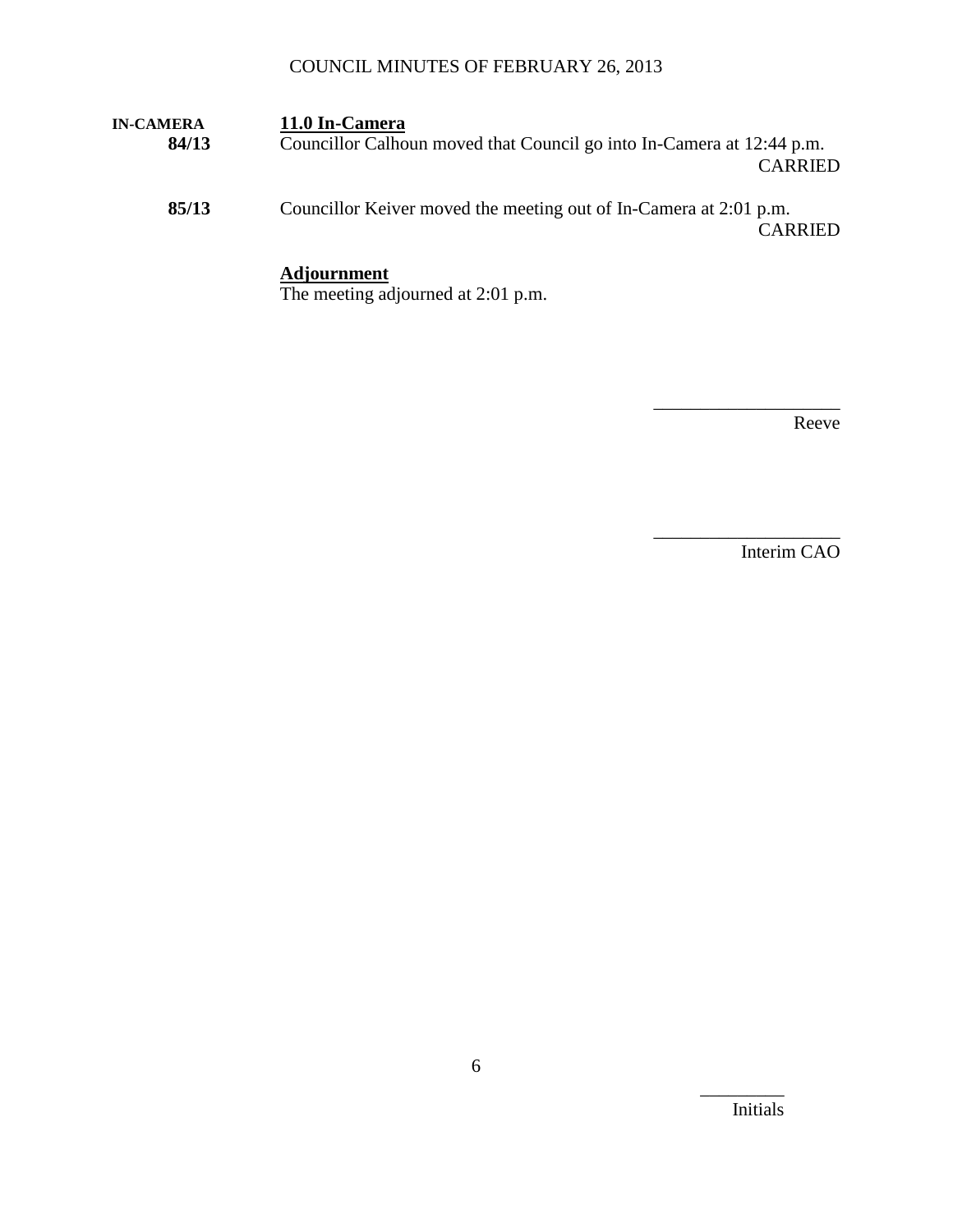**IN-CAMERA**

**11.0 In-Camera**

**84/13** Councillor Calhoun moved that Council go into In-Camera at 12:44 p.m.

CARRIED

**85/13** Councillor Keiver moved the meeting out of In-Camera at 2:01 p.m.

CARRIED

**Adjournment**

The meeting adjourned at 2:01 p.m.

\_\_\_\_\_\_\_\_\_\_\_\_\_\_\_\_\_\_\_\_

Reeve

\_\_\_\_\_\_\_\_\_\_\_\_\_\_\_\_\_\_\_\_

Interim CAO

\_\_\_\_\_\_\_\_\_

Initials